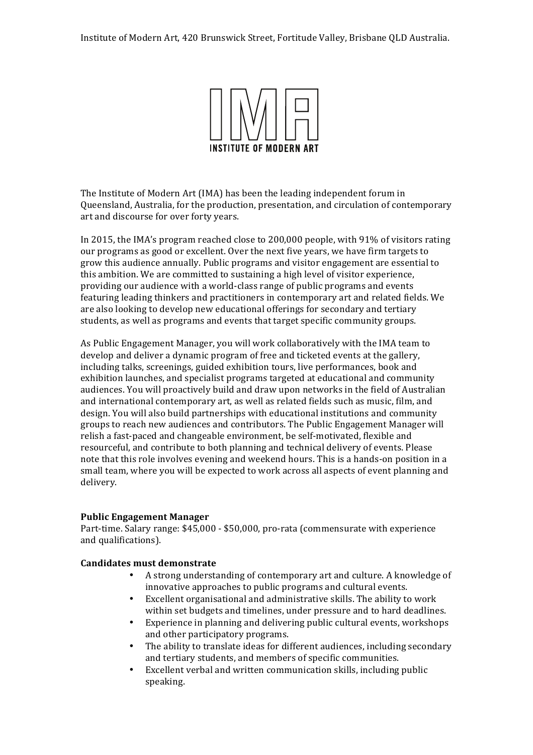Institute of Modern Art, 420 Brunswick Street, Fortitude Valley, Brisbane QLD Australia.

IMA
INSTITUTE OF MODERN ART

The Institute of Modern Art (IMA) has been the leading independent forum in Queensland, Australia, for the production, presentation, and circulation of contemporary art and discourse for over forty years.

In 2015, the IMA's program reached close to 200,000 people, with 91% of visitors rating our programs as good or excellent. Over the next five years, we have firm targets to grow this audience annually. Public programs and visitor engagement are essential to this ambition. We are committed to sustaining a high level of visitor experience, providing our audience with a world-class range of public programs and events featuring leading thinkers and practitioners in contemporary art and related fields. We are also looking to develop new educational offerings for secondary and tertiary students, as well as programs and events that target specific community groups.

As Public Engagement Manager, you will work collaboratively with the IMA team to develop and deliver a dynamic program of free and ticketed events at the gallery, including talks, screenings, guided exhibition tours, live performances, book and exhibition launches, and specialist programs targeted at educational and community audiences. You will proactively build and draw upon networks in the field of Australian and international contemporary art, as well as related fields such as music, film, and design. You will also build partnerships with educational institutions and community groups to reach new audiences and contributors. The Public Engagement Manager will relish a fast-paced and changeable environment, be self-motivated, flexible and resourceful, and contribute to both planning and technical delivery of events. Please note that this role involves evening and weekend hours. This is a hands-on position in a small team, where you will be expected to work across all aspects of event planning and delivery.

**Public Engagement Manager**
Part-time. Salary range: $45,000 - $50,000, pro-rata (commensurate with experience and qualifications).

**Candidates must demonstrate**

- A strong understanding of contemporary art and culture. A knowledge of innovative approaches to public programs and cultural events.
- Excellent organisational and administrative skills. The ability to work within set budgets and timelines, under pressure and to hard deadlines.
- Experience in planning and delivering public cultural events, workshops and other participatory programs.
- The ability to translate ideas for different audiences, including secondary and tertiary students, and members of specific communities.
- Excellent verbal and written communication skills, including public speaking.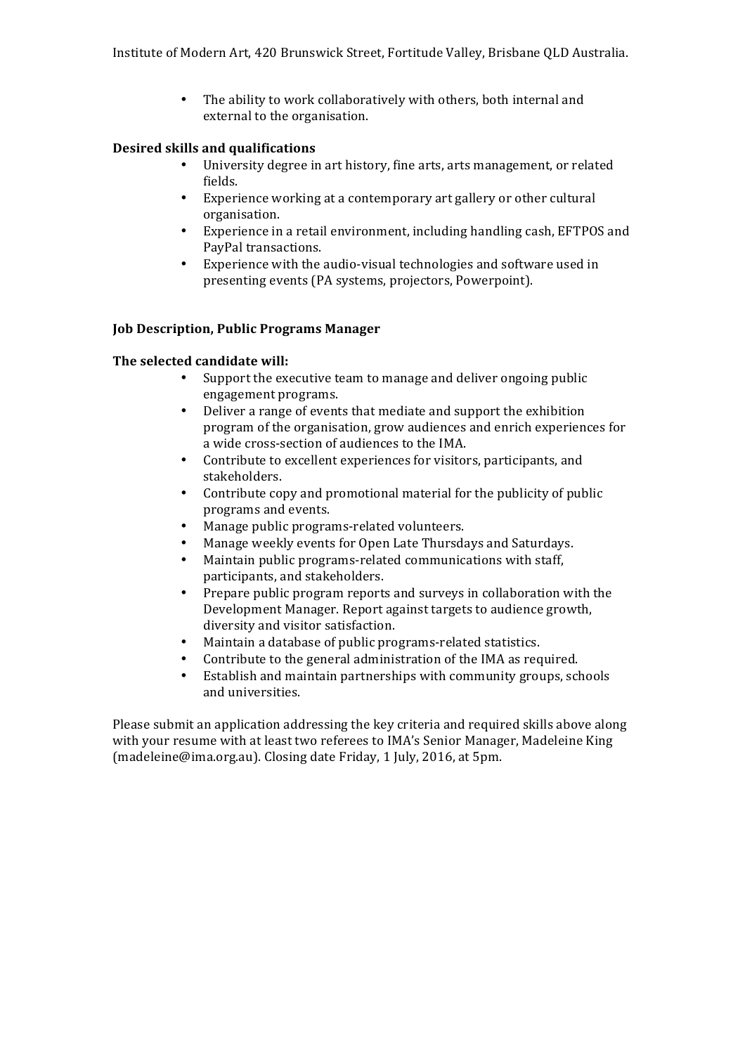- The ability to work collaboratively with others, both internal and external to the organisation.

**Desired skills and qualifications**

- University degree in art history, fine arts, arts management, or related fields.
- Experience working at a contemporary art gallery or other cultural organisation.
- Experience in a retail environment, including handling cash, EFTPOS and PayPal transactions.
- Experience with the audio-visual technologies and software used in presenting events (PA systems, projectors, Powerpoint).

**Job Description, Public Programs Manager**

**The selected candidate will:**

- Support the executive team to manage and deliver ongoing public engagement programs.
- Deliver a range of events that mediate and support the exhibition program of the organisation, grow audiences and enrich experiences for a wide cross-section of audiences to the IMA.
- Contribute to excellent experiences for visitors, participants, and stakeholders.
- Contribute copy and promotional material for the publicity of public programs and events.
- Manage public programs-related volunteers.
- Manage weekly events for Open Late Thursdays and Saturdays.
- Maintain public programs-related communications with staff, participants, and stakeholders.
- Prepare public program reports and surveys in collaboration with the Development Manager. Report against targets to audience growth, diversity and visitor satisfaction.
- Maintain a database of public programs-related statistics.
- Contribute to the general administration of the IMA as required.
- Establish and maintain partnerships with community groups, schools and universities.

Please submit an application addressing the key criteria and required skills above along with your resume with at least two referees to IMA's Senior Manager, Madeleine King (madeleine@ima.org.au). Closing date Friday, 1 July, 2016, at 5pm.